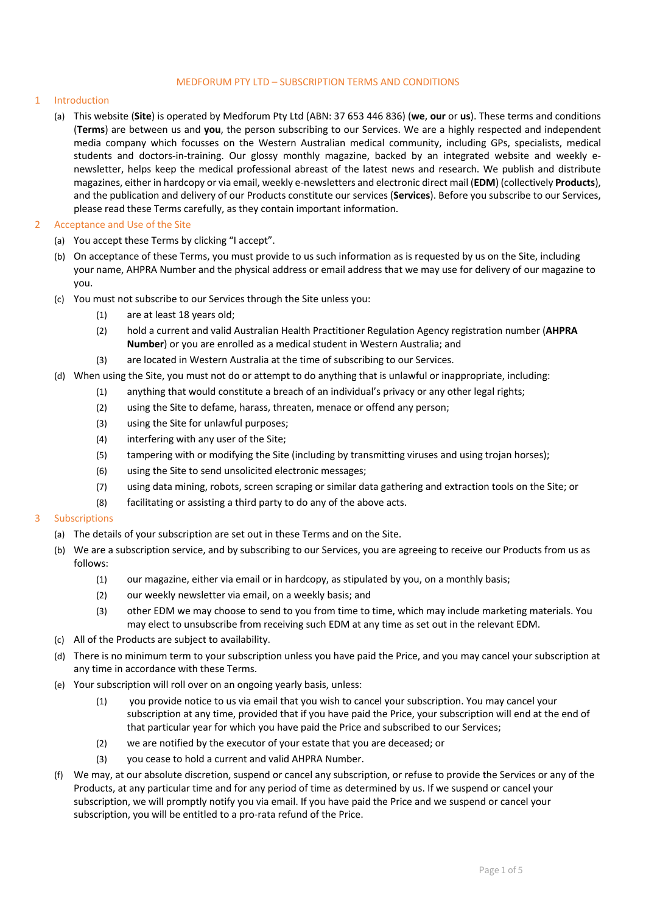# MEDFORUM PTY LTD – SUBSCRIPTION TERMS AND CONDITIONS

## 1 Introduction

(a) This website (**Site**) is operated by Medforum Pty Ltd (ABN: 37 653 446 836) (**we**, **our** or **us**). These terms and conditions (**Terms**) are between us and **you**, the person subscribing to our Services. We are a highly respected and independent media company which focusses on the Western Australian medical community, including GPs, specialists, medical students and doctors-in-training. Our glossy monthly magazine, backed by an integrated website and weekly e-newsletter, helps keep the medical professional abreast of the latest news and research. We publish and distribute magazines, either in hardcopy or via email, weekly e-newsletters and electronic direct mail (**EDM**) (collectively **Products**), and the publication and delivery of our Products constitute our services (**Services**). Before you subscribe to our Services, please read these Terms carefully, as they contain important information.

## 2 Acceptance and Use of the Site

(a) You accept these Terms by clicking "I accept".

(b) On acceptance of these Terms, you must provide to us such information as is requested by us on the Site, including your name, AHPRA Number and the physical address or email address that we may use for delivery of our magazine to you.

(c) You must not subscribe to our Services through the Site unless you:

- (1) are at least 18 years old;
- (2) hold a current and valid Australian Health Practitioner Regulation Agency registration number (**AHPRA Number**) or you are enrolled as a medical student in Western Australia; and
- (3) are located in Western Australia at the time of subscribing to our Services.

(d) When using the Site, you must not do or attempt to do anything that is unlawful or inappropriate, including:

- (1) anything that would constitute a breach of an individual's privacy or any other legal rights;
- (2) using the Site to defame, harass, threaten, menace or offend any person;
- (3) using the Site for unlawful purposes;
- (4) interfering with any user of the Site;
- (5) tampering with or modifying the Site (including by transmitting viruses and using trojan horses);
- (6) using the Site to send unsolicited electronic messages;
- (7) using data mining, robots, screen scraping or similar data gathering and extraction tools on the Site; or
- (8) facilitating or assisting a third party to do any of the above acts.

## 3 Subscriptions

(a) The details of your subscription are set out in these Terms and on the Site.

(b) We are a subscription service, and by subscribing to our Services, you are agreeing to receive our Products from us as follows:

- (1) our magazine, either via email or in hardcopy, as stipulated by you, on a monthly basis;
- (2) our weekly newsletter via email, on a weekly basis; and
- (3) other EDM we may choose to send to you from time to time, which may include marketing materials. You may elect to unsubscribe from receiving such EDM at any time as set out in the relevant EDM.

(c) All of the Products are subject to availability.

(d) There is no minimum term to your subscription unless you have paid the Price, and you may cancel your subscription at any time in accordance with these Terms.

(e) Your subscription will roll over on an ongoing yearly basis, unless:

- (1) you provide notice to us via email that you wish to cancel your subscription. You may cancel your subscription at any time, provided that if you have paid the Price, your subscription will end at the end of that particular year for which you have paid the Price and subscribed to our Services;
- (2) we are notified by the executor of your estate that you are deceased; or
- (3) you cease to hold a current and valid AHPRA Number.

(f) We may, at our absolute discretion, suspend or cancel any subscription, or refuse to provide the Services or any of the Products, at any particular time and for any period of time as determined by us. If we suspend or cancel your subscription, we will promptly notify you via email. If you have paid the Price and we suspend or cancel your subscription, you will be entitled to a pro-rata refund of the Price.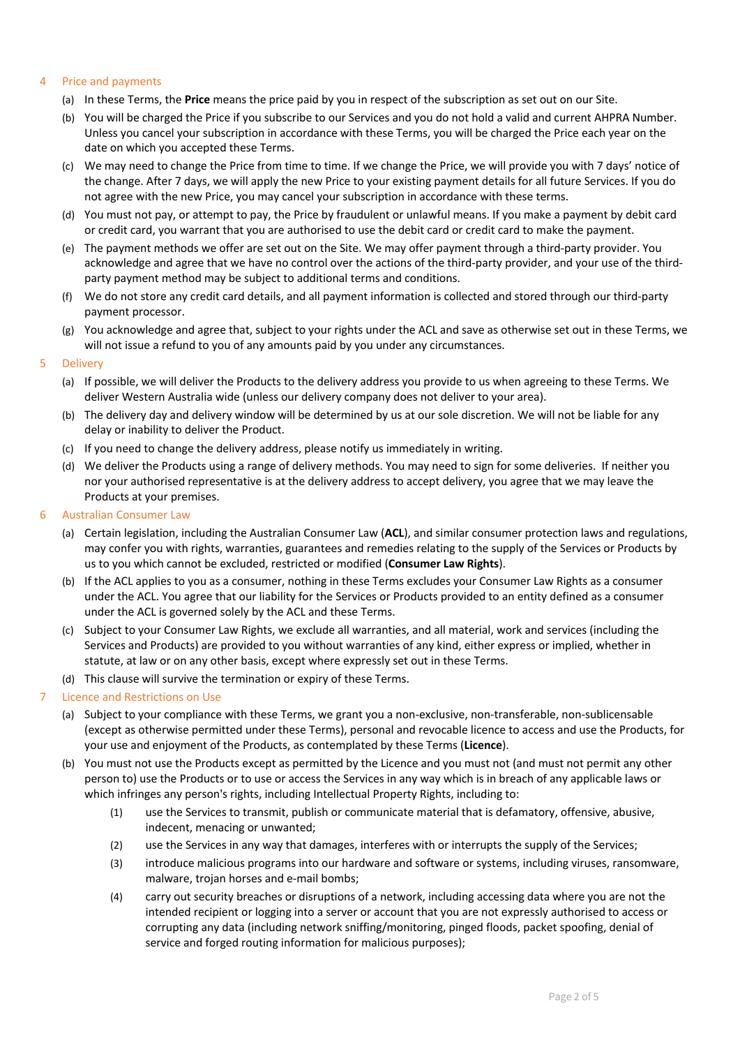## 4 Price and payments

(a) In these Terms, the **Price** means the price paid by you in respect of the subscription as set out on our Site.

(b) You will be charged the Price if you subscribe to our Services and you do not hold a valid and current AHPRA Number. Unless you cancel your subscription in accordance with these Terms, you will be charged the Price each year on the date on which you accepted these Terms.

(c) We may need to change the Price from time to time. If we change the Price, we will provide you with 7 days' notice of the change. After 7 days, we will apply the new Price to your existing payment details for all future Services. If you do not agree with the new Price, you may cancel your subscription in accordance with these terms.

(d) You must not pay, or attempt to pay, the Price by fraudulent or unlawful means. If you make a payment by debit card or credit card, you warrant that you are authorised to use the debit card or credit card to make the payment.

(e) The payment methods we offer are set out on the Site. We may offer payment through a third-party provider. You acknowledge and agree that we have no control over the actions of the third-party provider, and your use of the third-party payment method may be subject to additional terms and conditions.

(f) We do not store any credit card details, and all payment information is collected and stored through our third-party payment processor.

(g) You acknowledge and agree that, subject to your rights under the ACL and save as otherwise set out in these Terms, we will not issue a refund to you of any amounts paid by you under any circumstances.

## 5 Delivery

(a) If possible, we will deliver the Products to the delivery address you provide to us when agreeing to these Terms. We deliver Western Australia wide (unless our delivery company does not deliver to your area).

(b) The delivery day and delivery window will be determined by us at our sole discretion. We will not be liable for any delay or inability to deliver the Product.

(c) If you need to change the delivery address, please notify us immediately in writing.

(d) We deliver the Products using a range of delivery methods. You may need to sign for some deliveries. If neither you nor your authorised representative is at the delivery address to accept delivery, you agree that we may leave the Products at your premises.

## 6 Australian Consumer Law

(a) Certain legislation, including the Australian Consumer Law (**ACL**), and similar consumer protection laws and regulations, may confer you with rights, warranties, guarantees and remedies relating to the supply of the Services or Products by us to you which cannot be excluded, restricted or modified (**Consumer Law Rights**).

(b) If the ACL applies to you as a consumer, nothing in these Terms excludes your Consumer Law Rights as a consumer under the ACL. You agree that our liability for the Services or Products provided to an entity defined as a consumer under the ACL is governed solely by the ACL and these Terms.

(c) Subject to your Consumer Law Rights, we exclude all warranties, and all material, work and services (including the Services and Products) are provided to you without warranties of any kind, either express or implied, whether in statute, at law or on any other basis, except where expressly set out in these Terms.

(d) This clause will survive the termination or expiry of these Terms.

## 7 Licence and Restrictions on Use

(a) Subject to your compliance with these Terms, we grant you a non-exclusive, non-transferable, non-sublicensable (except as otherwise permitted under these Terms), personal and revocable licence to access and use the Products, for your use and enjoyment of the Products, as contemplated by these Terms (**Licence**).

(b) You must not use the Products except as permitted by the Licence and you must not (and must not permit any other person to) use the Products or to use or access the Services in any way which is in breach of any applicable laws or which infringes any person's rights, including Intellectual Property Rights, including to:

(1) use the Services to transmit, publish or communicate material that is defamatory, offensive, abusive, indecent, menacing or unwanted;

(2) use the Services in any way that damages, interferes with or interrupts the supply of the Services;

(3) introduce malicious programs into our hardware and software or systems, including viruses, ransomware, malware, trojan horses and e-mail bombs;

(4) carry out security breaches or disruptions of a network, including accessing data where you are not the intended recipient or logging into a server or account that you are not expressly authorised to access or corrupting any data (including network sniffing/monitoring, pinged floods, packet spoofing, denial of service and forged routing information for malicious purposes);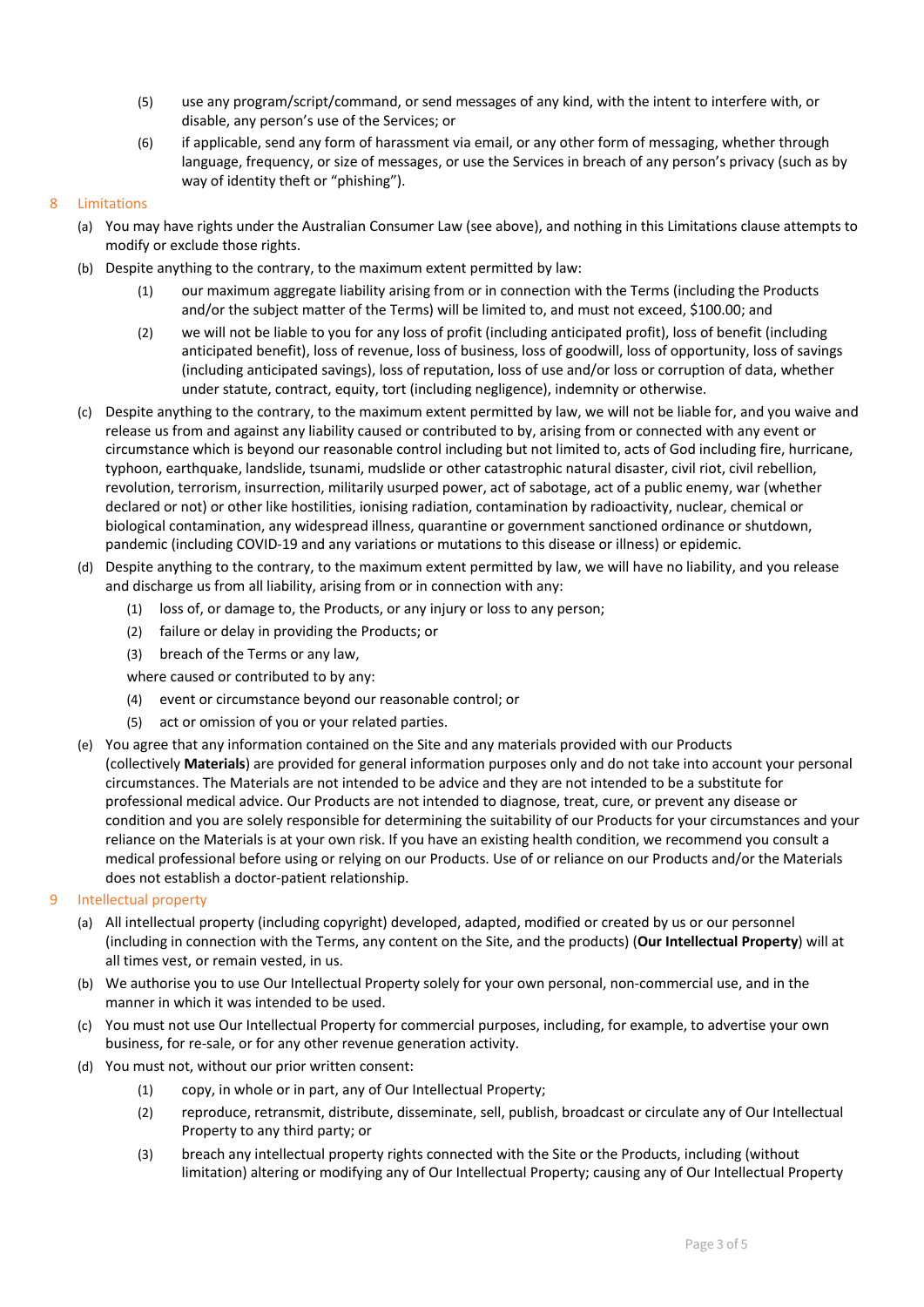(5) use any program/script/command, or send messages of any kind, with the intent to interfere with, or disable, any person's use of the Services; or

(6) if applicable, send any form of harassment via email, or any other form of messaging, whether through language, frequency, or size of messages, or use the Services in breach of any person's privacy (such as by way of identity theft or "phishing").

## 8 Limitations

(a) You may have rights under the Australian Consumer Law (see above), and nothing in this Limitations clause attempts to modify or exclude those rights.

(b) Despite anything to the contrary, to the maximum extent permitted by law:

(1) our maximum aggregate liability arising from or in connection with the Terms (including the Products and/or the subject matter of the Terms) will be limited to, and must not exceed, $100.00; and

(2) we will not be liable to you for any loss of profit (including anticipated profit), loss of benefit (including anticipated benefit), loss of revenue, loss of business, loss of goodwill, loss of opportunity, loss of savings (including anticipated savings), loss of reputation, loss of use and/or loss or corruption of data, whether under statute, contract, equity, tort (including negligence), indemnity or otherwise.

(c) Despite anything to the contrary, to the maximum extent permitted by law, we will not be liable for, and you waive and release us from and against any liability caused or contributed to by, arising from or connected with any event or circumstance which is beyond our reasonable control including but not limited to, acts of God including fire, hurricane, typhoon, earthquake, landslide, tsunami, mudslide or other catastrophic natural disaster, civil riot, civil rebellion, revolution, terrorism, insurrection, militarily usurped power, act of sabotage, act of a public enemy, war (whether declared or not) or other like hostilities, ionising radiation, contamination by radioactivity, nuclear, chemical or biological contamination, any widespread illness, quarantine or government sanctioned ordinance or shutdown, pandemic (including COVID-19 and any variations or mutations to this disease or illness) or epidemic.

(d) Despite anything to the contrary, to the maximum extent permitted by law, we will have no liability, and you release and discharge us from all liability, arising from or in connection with any:

(1) loss of, or damage to, the Products, or any injury or loss to any person;

(2) failure or delay in providing the Products; or

(3) breach of the Terms or any law,

where caused or contributed to by any:

(4) event or circumstance beyond our reasonable control; or

(5) act or omission of you or your related parties.

(e) You agree that any information contained on the Site and any materials provided with our Products (collectively **Materials**) are provided for general information purposes only and do not take into account your personal circumstances. The Materials are not intended to be advice and they are not intended to be a substitute for professional medical advice. Our Products are not intended to diagnose, treat, cure, or prevent any disease or condition and you are solely responsible for determining the suitability of our Products for your circumstances and your reliance on the Materials is at your own risk. If you have an existing health condition, we recommend you consult a medical professional before using or relying on our Products. Use of or reliance on our Products and/or the Materials does not establish a doctor-patient relationship.

## 9 Intellectual property

(a) All intellectual property (including copyright) developed, adapted, modified or created by us or our personnel (including in connection with the Terms, any content on the Site, and the products) (**Our Intellectual Property**) will at all times vest, or remain vested, in us.

(b) We authorise you to use Our Intellectual Property solely for your own personal, non-commercial use, and in the manner in which it was intended to be used.

(c) You must not use Our Intellectual Property for commercial purposes, including, for example, to advertise your own business, for re-sale, or for any other revenue generation activity.

(d) You must not, without our prior written consent:

(1) copy, in whole or in part, any of Our Intellectual Property;

(2) reproduce, retransmit, distribute, disseminate, sell, publish, broadcast or circulate any of Our Intellectual Property to any third party; or

(3) breach any intellectual property rights connected with the Site or the Products, including (without limitation) altering or modifying any of Our Intellectual Property; causing any of Our Intellectual Property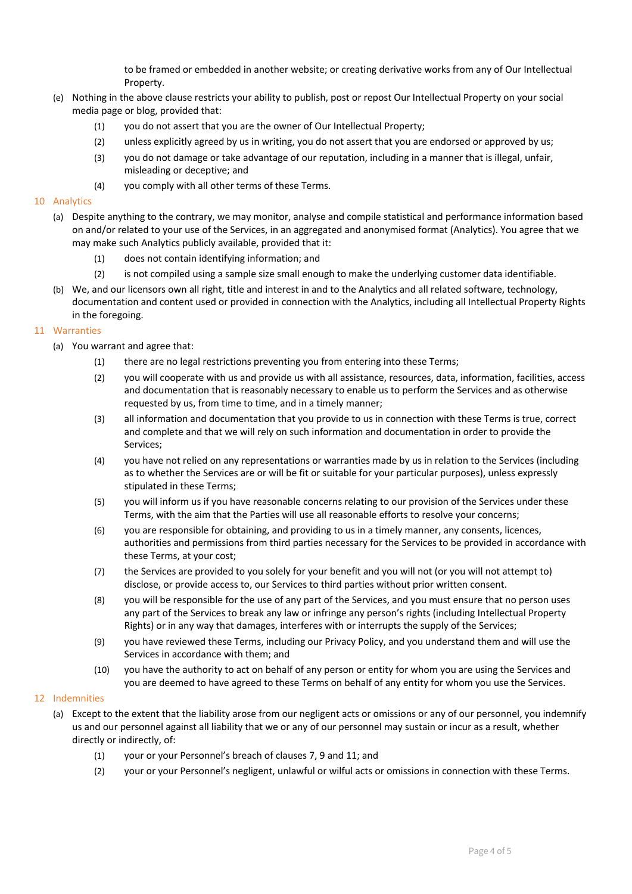to be framed or embedded in another website; or creating derivative works from any of Our Intellectual Property.

(e) Nothing in the above clause restricts your ability to publish, post or repost Our Intellectual Property on your social media page or blog, provided that:

  (1) you do not assert that you are the owner of Our Intellectual Property;

  (2) unless explicitly agreed by us in writing, you do not assert that you are endorsed or approved by us;

  (3) you do not damage or take advantage of our reputation, including in a manner that is illegal, unfair, misleading or deceptive; and

  (4) you comply with all other terms of these Terms.

## 10 Analytics

(a) Despite anything to the contrary, we may monitor, analyse and compile statistical and performance information based on and/or related to your use of the Services, in an aggregated and anonymised format (Analytics). You agree that we may make such Analytics publicly available, provided that it:

  (1) does not contain identifying information; and

  (2) is not compiled using a sample size small enough to make the underlying customer data identifiable.

(b) We, and our licensors own all right, title and interest in and to the Analytics and all related software, technology, documentation and content used or provided in connection with the Analytics, including all Intellectual Property Rights in the foregoing.

## 11 Warranties

(a) You warrant and agree that:

  (1) there are no legal restrictions preventing you from entering into these Terms;

  (2) you will cooperate with us and provide us with all assistance, resources, data, information, facilities, access and documentation that is reasonably necessary to enable us to perform the Services and as otherwise requested by us, from time to time, and in a timely manner;

  (3) all information and documentation that you provide to us in connection with these Terms is true, correct and complete and that we will rely on such information and documentation in order to provide the Services;

  (4) you have not relied on any representations or warranties made by us in relation to the Services (including as to whether the Services are or will be fit or suitable for your particular purposes), unless expressly stipulated in these Terms;

  (5) you will inform us if you have reasonable concerns relating to our provision of the Services under these Terms, with the aim that the Parties will use all reasonable efforts to resolve your concerns;

  (6) you are responsible for obtaining, and providing to us in a timely manner, any consents, licences, authorities and permissions from third parties necessary for the Services to be provided in accordance with these Terms, at your cost;

  (7) the Services are provided to you solely for your benefit and you will not (or you will not attempt to) disclose, or provide access to, our Services to third parties without prior written consent.

  (8) you will be responsible for the use of any part of the Services, and you must ensure that no person uses any part of the Services to break any law or infringe any person's rights (including Intellectual Property Rights) or in any way that damages, interferes with or interrupts the supply of the Services;

  (9) you have reviewed these Terms, including our Privacy Policy, and you understand them and will use the Services in accordance with them; and

  (10) you have the authority to act on behalf of any person or entity for whom you are using the Services and you are deemed to have agreed to these Terms on behalf of any entity for whom you use the Services.

## 12 Indemnities

(a) Except to the extent that the liability arose from our negligent acts or omissions or any of our personnel, you indemnify us and our personnel against all liability that we or any of our personnel may sustain or incur as a result, whether directly or indirectly, of:

  (1) your or your Personnel's breach of clauses 7, 9 and 11; and

  (2) your or your Personnel's negligent, unlawful or wilful acts or omissions in connection with these Terms.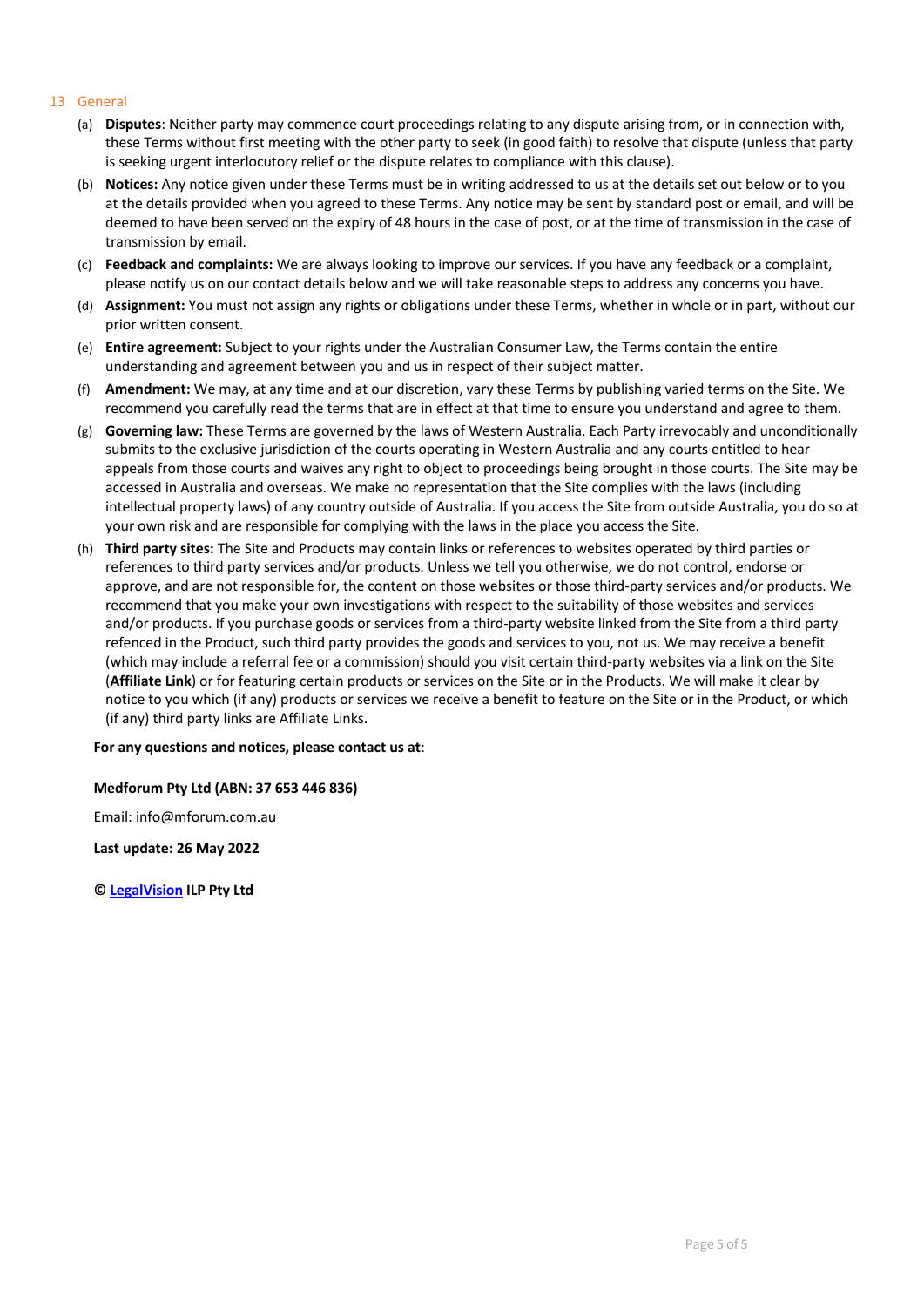## 13 General

(a) **Disputes**: Neither party may commence court proceedings relating to any dispute arising from, or in connection with, these Terms without first meeting with the other party to seek (in good faith) to resolve that dispute (unless that party is seeking urgent interlocutory relief or the dispute relates to compliance with this clause).

(b) **Notices:** Any notice given under these Terms must be in writing addressed to us at the details set out below or to you at the details provided when you agreed to these Terms. Any notice may be sent by standard post or email, and will be deemed to have been served on the expiry of 48 hours in the case of post, or at the time of transmission in the case of transmission by email.

(c) **Feedback and complaints:** We are always looking to improve our services. If you have any feedback or a complaint, please notify us on our contact details below and we will take reasonable steps to address any concerns you have.

(d) **Assignment:** You must not assign any rights or obligations under these Terms, whether in whole or in part, without our prior written consent.

(e) **Entire agreement:** Subject to your rights under the Australian Consumer Law, the Terms contain the entire understanding and agreement between you and us in respect of their subject matter.

(f) **Amendment:** We may, at any time and at our discretion, vary these Terms by publishing varied terms on the Site. We recommend you carefully read the terms that are in effect at that time to ensure you understand and agree to them.

(g) **Governing law:** These Terms are governed by the laws of Western Australia. Each Party irrevocably and unconditionally submits to the exclusive jurisdiction of the courts operating in Western Australia and any courts entitled to hear appeals from those courts and waives any right to object to proceedings being brought in those courts. The Site may be accessed in Australia and overseas. We make no representation that the Site complies with the laws (including intellectual property laws) of any country outside of Australia. If you access the Site from outside Australia, you do so at your own risk and are responsible for complying with the laws in the place you access the Site.

(h) **Third party sites:** The Site and Products may contain links or references to websites operated by third parties or references to third party services and/or products. Unless we tell you otherwise, we do not control, endorse or approve, and are not responsible for, the content on those websites or those third-party services and/or products. We recommend that you make your own investigations with respect to the suitability of those websites and services and/or products. If you purchase goods or services from a third-party website linked from the Site from a third party refenced in the Product, such third party provides the goods and services to you, not us. We may receive a benefit (which may include a referral fee or a commission) should you visit certain third-party websites via a link on the Site (**Affiliate Link**) or for featuring certain products or services on the Site or in the Products. We will make it clear by notice to you which (if any) products or services we receive a benefit to feature on the Site or in the Product, or which (if any) third party links are Affiliate Links.

**For any questions and notices, please contact us at**:

**Medforum Pty Ltd (ABN: 37 653 446 836)**

Email: info@mforum.com.au

**Last update: 26 May 2022**

**© LegalVision ILP Pty Ltd**